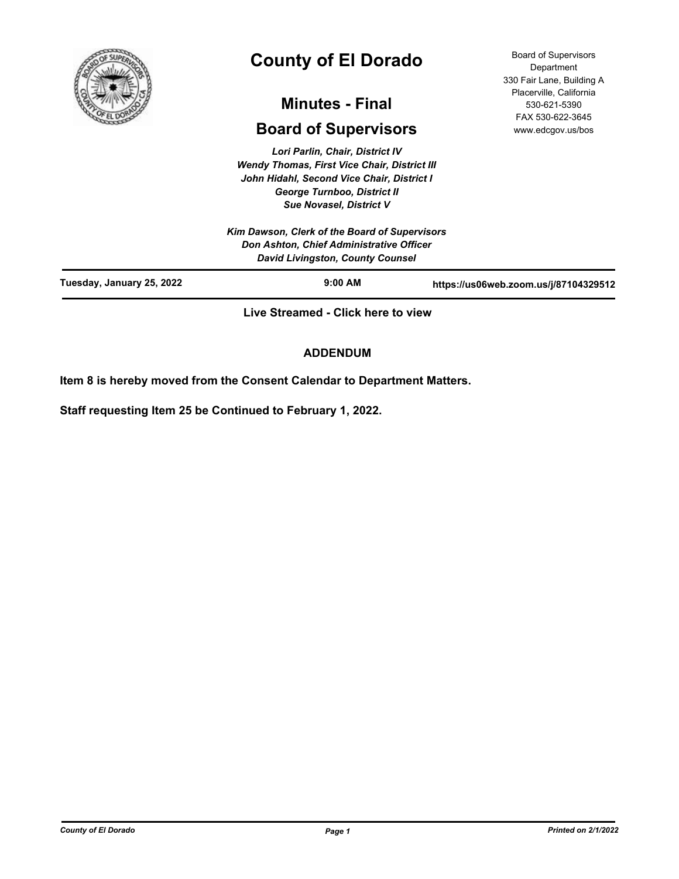# County of El Dorado

## Minutes - Final

## Board of Supervisors

Board of Supervisors Department
330 Fair Lane, Building A
Placerville, California
530-621-5390
FAX 530-622-3645
www.edcgov.us/bos

*Lori Parlin, Chair, District IV*
*Wendy Thomas, First Vice Chair, District III*
*John Hidahl, Second Vice Chair, District I*
*George Turnboo, District II*
*Sue Novasel, District V*

*Kim Dawson, Clerk of the Board of Supervisors*
*Don Ashton, Chief Administrative Officer*
*David Livingston, County Counsel*

**Tuesday, January 25, 2022** **9:00 AM** **https://us06web.zoom.us/j/87104329512**

**Live Streamed - Click here to view**

**ADDENDUM**

**Item 8 is hereby moved from the Consent Calendar to Department Matters.**

**Staff requesting Item 25 be Continued to February 1, 2022.**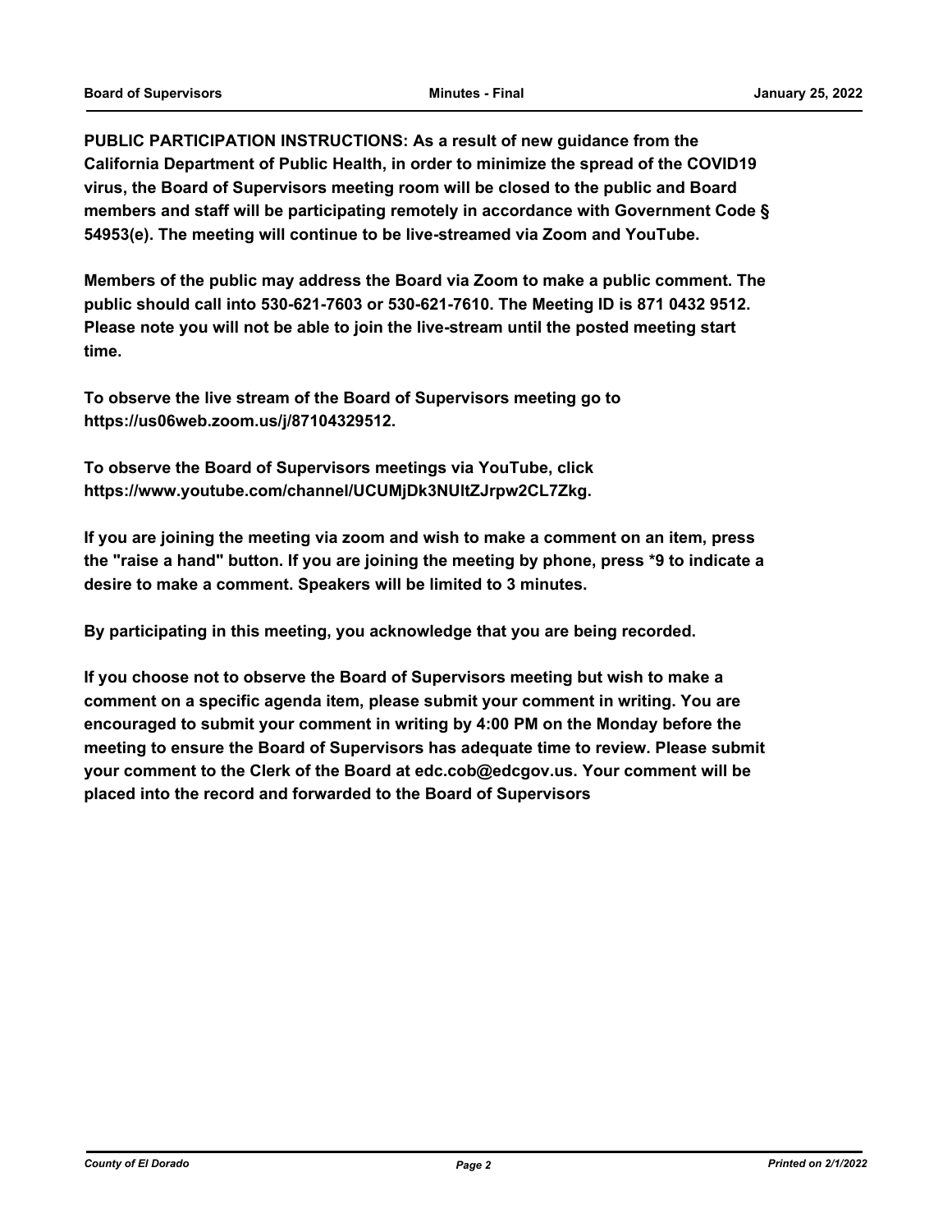**PUBLIC PARTICIPATION INSTRUCTIONS: As a result of new guidance from the California Department of Public Health, in order to minimize the spread of the COVID19 virus, the Board of Supervisors meeting room will be closed to the public and Board members and staff will be participating remotely in accordance with Government Code § 54953(e). The meeting will continue to be live-streamed via Zoom and YouTube.**

**Members of the public may address the Board via Zoom to make a public comment. The public should call into 530-621-7603 or 530-621-7610. The Meeting ID is 871 0432 9512. Please note you will not be able to join the live-stream until the posted meeting start time.**

**To observe the live stream of the Board of Supervisors meeting go to https://us06web.zoom.us/j/87104329512.**

**To observe the Board of Supervisors meetings via YouTube, click https://www.youtube.com/channel/UCUMjDk3NUltZJrpw2CL7Zkg.**

**If you are joining the meeting via zoom and wish to make a comment on an item, press the "raise a hand" button. If you are joining the meeting by phone, press *9 to indicate a desire to make a comment. Speakers will be limited to 3 minutes.**

**By participating in this meeting, you acknowledge that you are being recorded.**

**If you choose not to observe the Board of Supervisors meeting but wish to make a comment on a specific agenda item, please submit your comment in writing. You are encouraged to submit your comment in writing by 4:00 PM on the Monday before the meeting to ensure the Board of Supervisors has adequate time to review. Please submit your comment to the Clerk of the Board at edc.cob@edcgov.us. Your comment will be placed into the record and forwarded to the Board of Supervisors**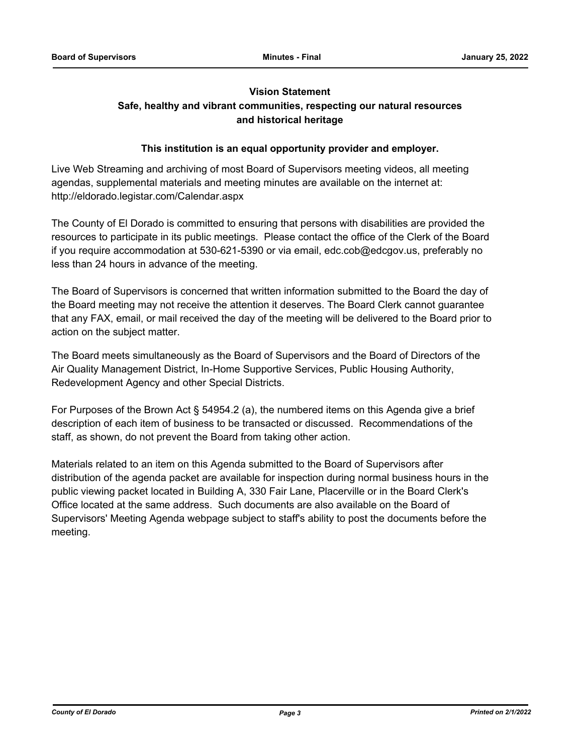**Vision Statement**

**Safe, healthy and vibrant communities, respecting our natural resources and historical heritage**

**This institution is an equal opportunity provider and employer.**

Live Web Streaming and archiving of most Board of Supervisors meeting videos, all meeting agendas, supplemental materials and meeting minutes are available on the internet at: http://eldorado.legistar.com/Calendar.aspx

The County of El Dorado is committed to ensuring that persons with disabilities are provided the resources to participate in its public meetings. Please contact the office of the Clerk of the Board if you require accommodation at 530-621-5390 or via email, edc.cob@edcgov.us, preferably no less than 24 hours in advance of the meeting.

The Board of Supervisors is concerned that written information submitted to the Board the day of the Board meeting may not receive the attention it deserves. The Board Clerk cannot guarantee that any FAX, email, or mail received the day of the meeting will be delivered to the Board prior to action on the subject matter.

The Board meets simultaneously as the Board of Supervisors and the Board of Directors of the Air Quality Management District, In-Home Supportive Services, Public Housing Authority, Redevelopment Agency and other Special Districts.

For Purposes of the Brown Act § 54954.2 (a), the numbered items on this Agenda give a brief description of each item of business to be transacted or discussed. Recommendations of the staff, as shown, do not prevent the Board from taking other action.

Materials related to an item on this Agenda submitted to the Board of Supervisors after distribution of the agenda packet are available for inspection during normal business hours in the public viewing packet located in Building A, 330 Fair Lane, Placerville or in the Board Clerk's Office located at the same address. Such documents are also available on the Board of Supervisors' Meeting Agenda webpage subject to staff's ability to post the documents before the meeting.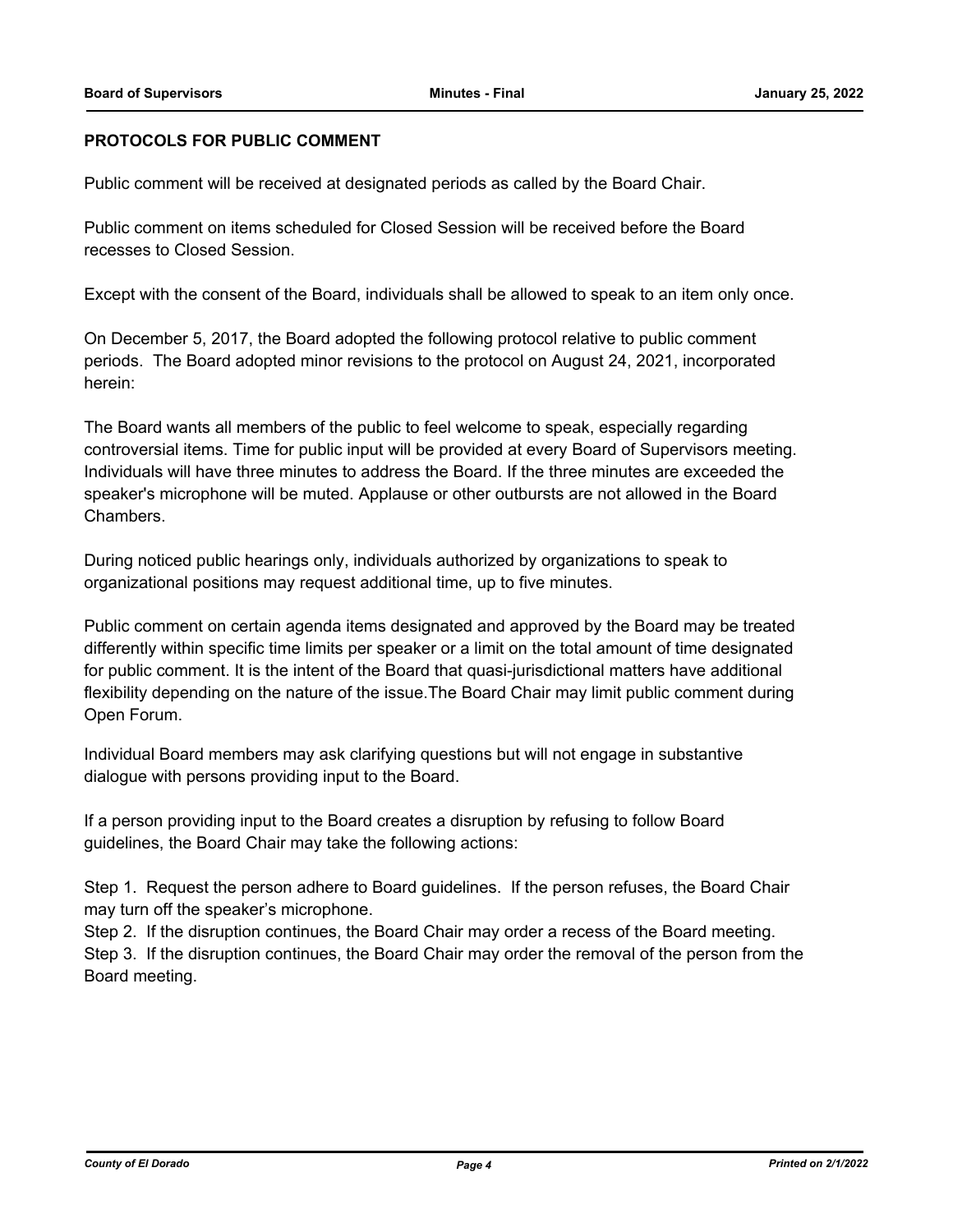**PROTOCOLS FOR PUBLIC COMMENT**

Public comment will be received at designated periods as called by the Board Chair.

Public comment on items scheduled for Closed Session will be received before the Board recesses to Closed Session.

Except with the consent of the Board, individuals shall be allowed to speak to an item only once.

On December 5, 2017, the Board adopted the following protocol relative to public comment periods. The Board adopted minor revisions to the protocol on August 24, 2021, incorporated herein:

The Board wants all members of the public to feel welcome to speak, especially regarding controversial items. Time for public input will be provided at every Board of Supervisors meeting. Individuals will have three minutes to address the Board. If the three minutes are exceeded the speaker's microphone will be muted. Applause or other outbursts are not allowed in the Board Chambers.

During noticed public hearings only, individuals authorized by organizations to speak to organizational positions may request additional time, up to five minutes.

Public comment on certain agenda items designated and approved by the Board may be treated differently within specific time limits per speaker or a limit on the total amount of time designated for public comment. It is the intent of the Board that quasi-jurisdictional matters have additional flexibility depending on the nature of the issue.The Board Chair may limit public comment during Open Forum.

Individual Board members may ask clarifying questions but will not engage in substantive dialogue with persons providing input to the Board.

If a person providing input to the Board creates a disruption by refusing to follow Board guidelines, the Board Chair may take the following actions:

Step 1. Request the person adhere to Board guidelines. If the person refuses, the Board Chair may turn off the speaker's microphone.
Step 2. If the disruption continues, the Board Chair may order a recess of the Board meeting.
Step 3. If the disruption continues, the Board Chair may order the removal of the person from the Board meeting.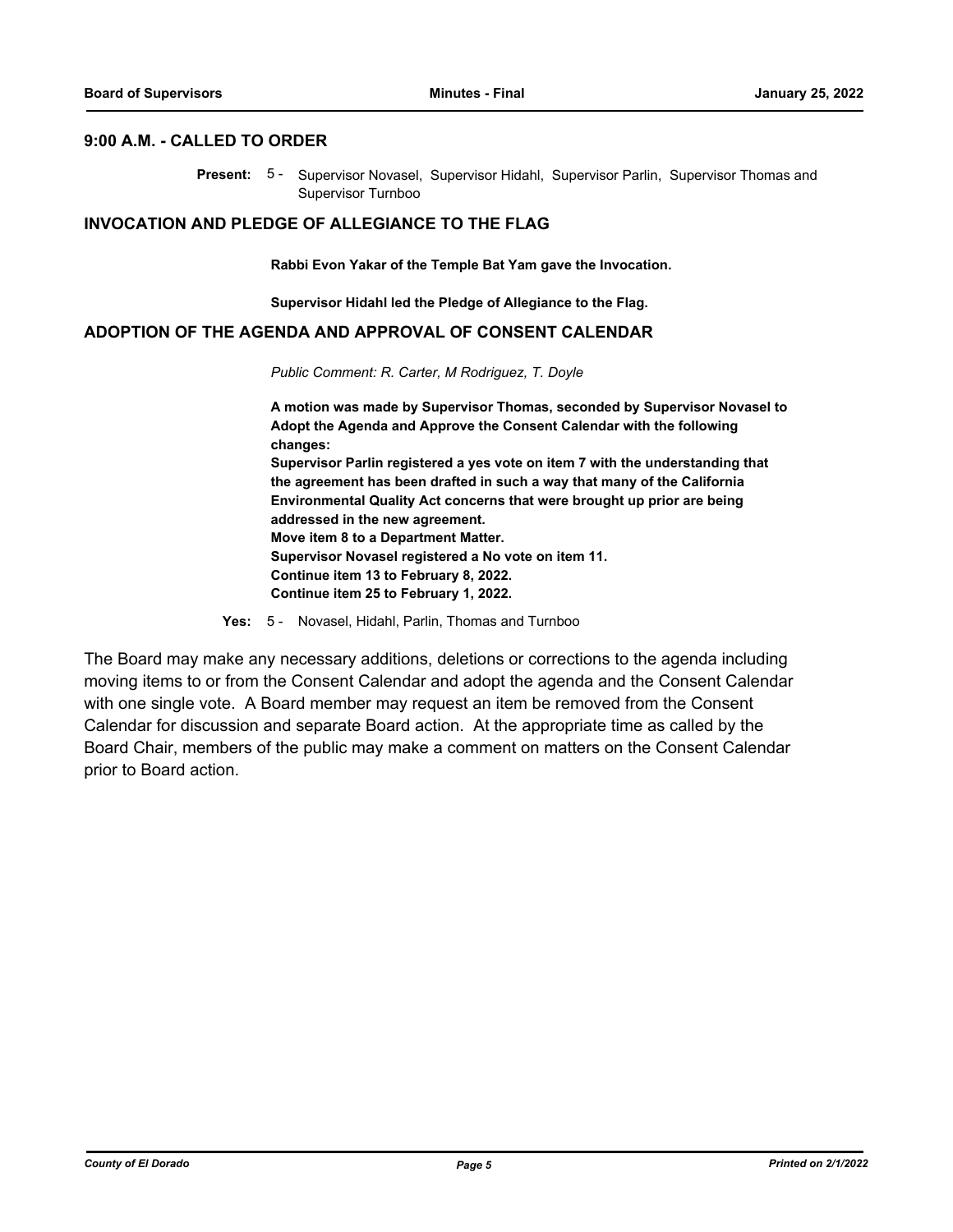## 9:00 A.M. - CALLED TO ORDER

**Present:** 5 - Supervisor Novasel, Supervisor Hidahl, Supervisor Parlin, Supervisor Thomas and Supervisor Turnboo

## INVOCATION AND PLEDGE OF ALLEGIANCE TO THE FLAG

**Rabbi Evon Yakar of the Temple Bat Yam gave the Invocation.**

**Supervisor Hidahl led the Pledge of Allegiance to the Flag.**

## ADOPTION OF THE AGENDA AND APPROVAL OF CONSENT CALENDAR

*Public Comment: R. Carter, M Rodriguez, T. Doyle*

**A motion was made by Supervisor Thomas, seconded by Supervisor Novasel to Adopt the Agenda and Approve the Consent Calendar with the following changes:**
**Supervisor Parlin registered a yes vote on item 7 with the understanding that the agreement has been drafted in such a way that many of the California Environmental Quality Act concerns that were brought up prior are being addressed in the new agreement.**
**Move item 8 to a Department Matter.**
**Supervisor Novasel registered a No vote on item 11.**
**Continue item 13 to February 8, 2022.**
**Continue item 25 to February 1, 2022.**

**Yes:** 5 - Novasel, Hidahl, Parlin, Thomas and Turnboo

The Board may make any necessary additions, deletions or corrections to the agenda including moving items to or from the Consent Calendar and adopt the agenda and the Consent Calendar with one single vote. A Board member may request an item be removed from the Consent Calendar for discussion and separate Board action. At the appropriate time as called by the Board Chair, members of the public may make a comment on matters on the Consent Calendar prior to Board action.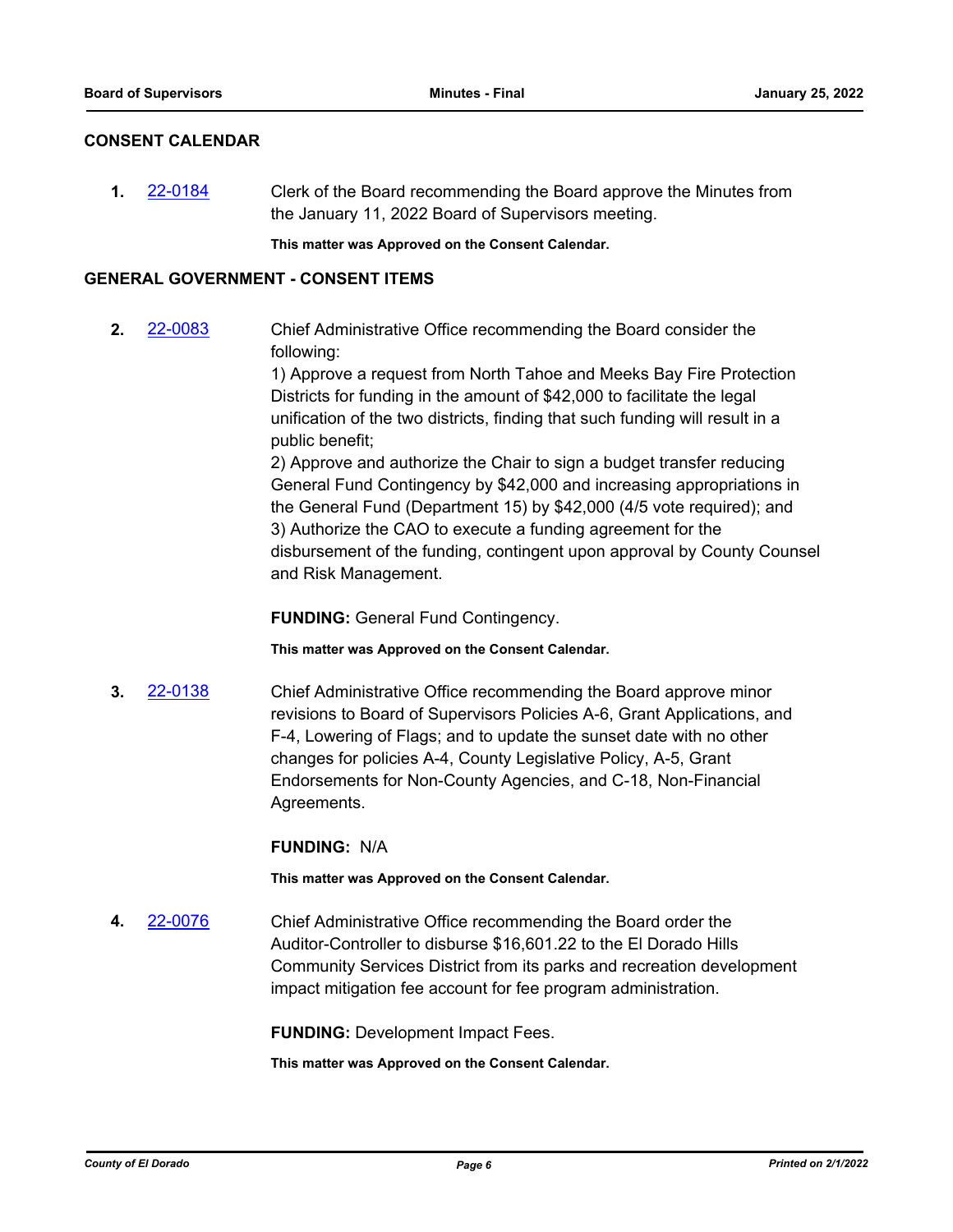## CONSENT CALENDAR

**1.** 22-0184 Clerk of the Board recommending the Board approve the Minutes from the January 11, 2022 Board of Supervisors meeting.

**This matter was Approved on the Consent Calendar.**

## GENERAL GOVERNMENT - CONSENT ITEMS

**2.** 22-0083 Chief Administrative Office recommending the Board consider the following:

1) Approve a request from North Tahoe and Meeks Bay Fire Protection Districts for funding in the amount of $42,000 to facilitate the legal unification of the two districts, finding that such funding will result in a public benefit;
2) Approve and authorize the Chair to sign a budget transfer reducing General Fund Contingency by $42,000 and increasing appropriations in the General Fund (Department 15) by $42,000 (4/5 vote required); and
3) Authorize the CAO to execute a funding agreement for the disbursement of the funding, contingent upon approval by County Counsel and Risk Management.

**FUNDING:** General Fund Contingency.

**This matter was Approved on the Consent Calendar.**

**3.** 22-0138 Chief Administrative Office recommending the Board approve minor revisions to Board of Supervisors Policies A-6, Grant Applications, and F-4, Lowering of Flags; and to update the sunset date with no other changes for policies A-4, County Legislative Policy, A-5, Grant Endorsements for Non-County Agencies, and C-18, Non-Financial Agreements.

**FUNDING:** N/A

**This matter was Approved on the Consent Calendar.**

**4.** 22-0076 Chief Administrative Office recommending the Board order the Auditor-Controller to disburse $16,601.22 to the El Dorado Hills Community Services District from its parks and recreation development impact mitigation fee account for fee program administration.

**FUNDING:** Development Impact Fees.

**This matter was Approved on the Consent Calendar.**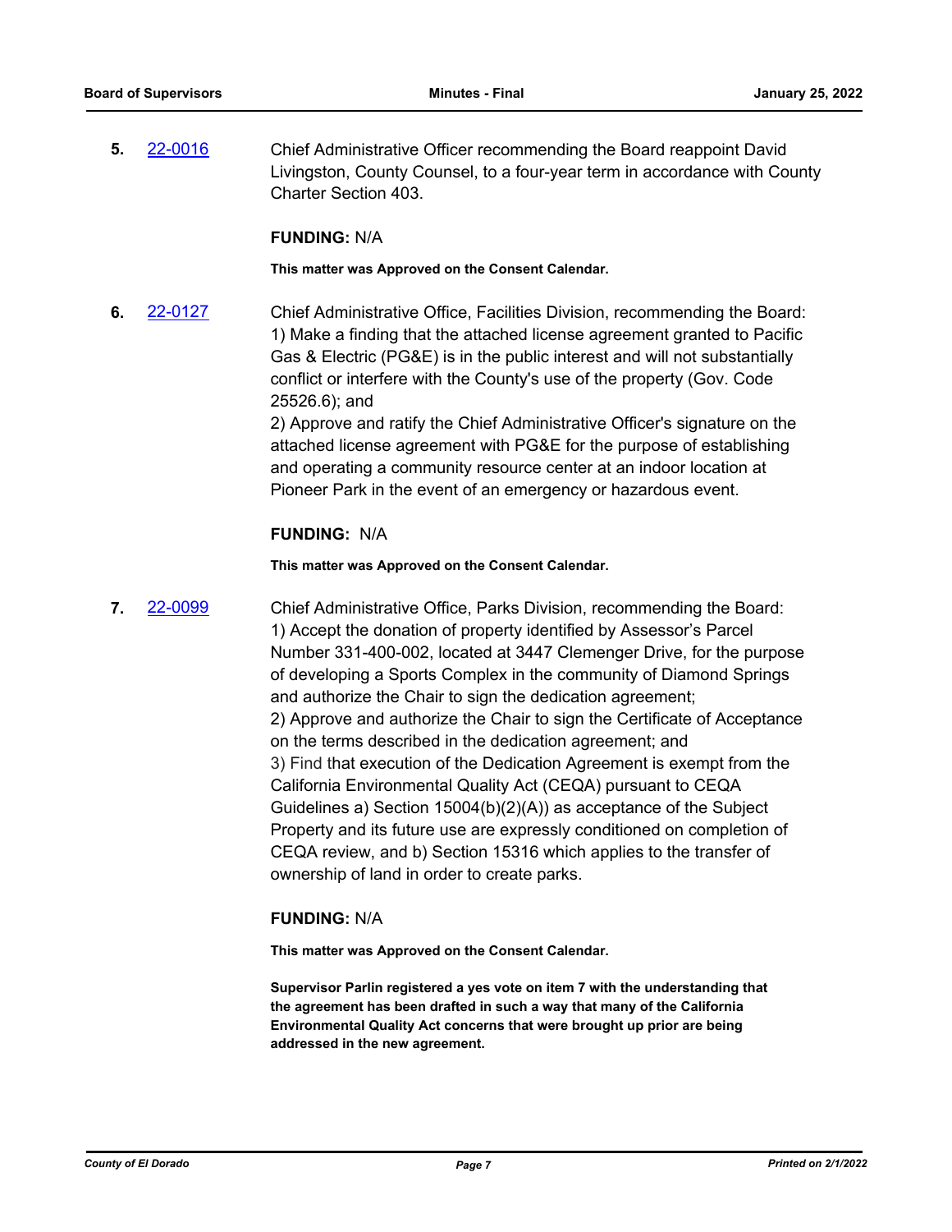**5.** [22-0016] Chief Administrative Officer recommending the Board reappoint David Livingston, County Counsel, to a four-year term in accordance with County Charter Section 403.

**FUNDING:** N/A

**This matter was Approved on the Consent Calendar.**

**6.** [22-0127] Chief Administrative Office, Facilities Division, recommending the Board:
1) Make a finding that the attached license agreement granted to Pacific Gas & Electric (PG&E) is in the public interest and will not substantially conflict or interfere with the County's use of the property (Gov. Code 25526.6); and
2) Approve and ratify the Chief Administrative Officer's signature on the attached license agreement with PG&E for the purpose of establishing and operating a community resource center at an indoor location at Pioneer Park in the event of an emergency or hazardous event.

**FUNDING:** N/A

**This matter was Approved on the Consent Calendar.**

**7.** [22-0099] Chief Administrative Office, Parks Division, recommending the Board:
1) Accept the donation of property identified by Assessor's Parcel Number 331-400-002, located at 3447 Clemenger Drive, for the purpose of developing a Sports Complex in the community of Diamond Springs and authorize the Chair to sign the dedication agreement;
2) Approve and authorize the Chair to sign the Certificate of Acceptance on the terms described in the dedication agreement; and
3) Find that execution of the Dedication Agreement is exempt from the California Environmental Quality Act (CEQA) pursuant to CEQA Guidelines a) Section 15004(b)(2)(A)) as acceptance of the Subject Property and its future use are expressly conditioned on completion of CEQA review, and b) Section 15316 which applies to the transfer of ownership of land in order to create parks.

**FUNDING:** N/A

**This matter was Approved on the Consent Calendar.**

**Supervisor Parlin registered a yes vote on item 7 with the understanding that the agreement has been drafted in such a way that many of the California Environmental Quality Act concerns that were brought up prior are being addressed in the new agreement.**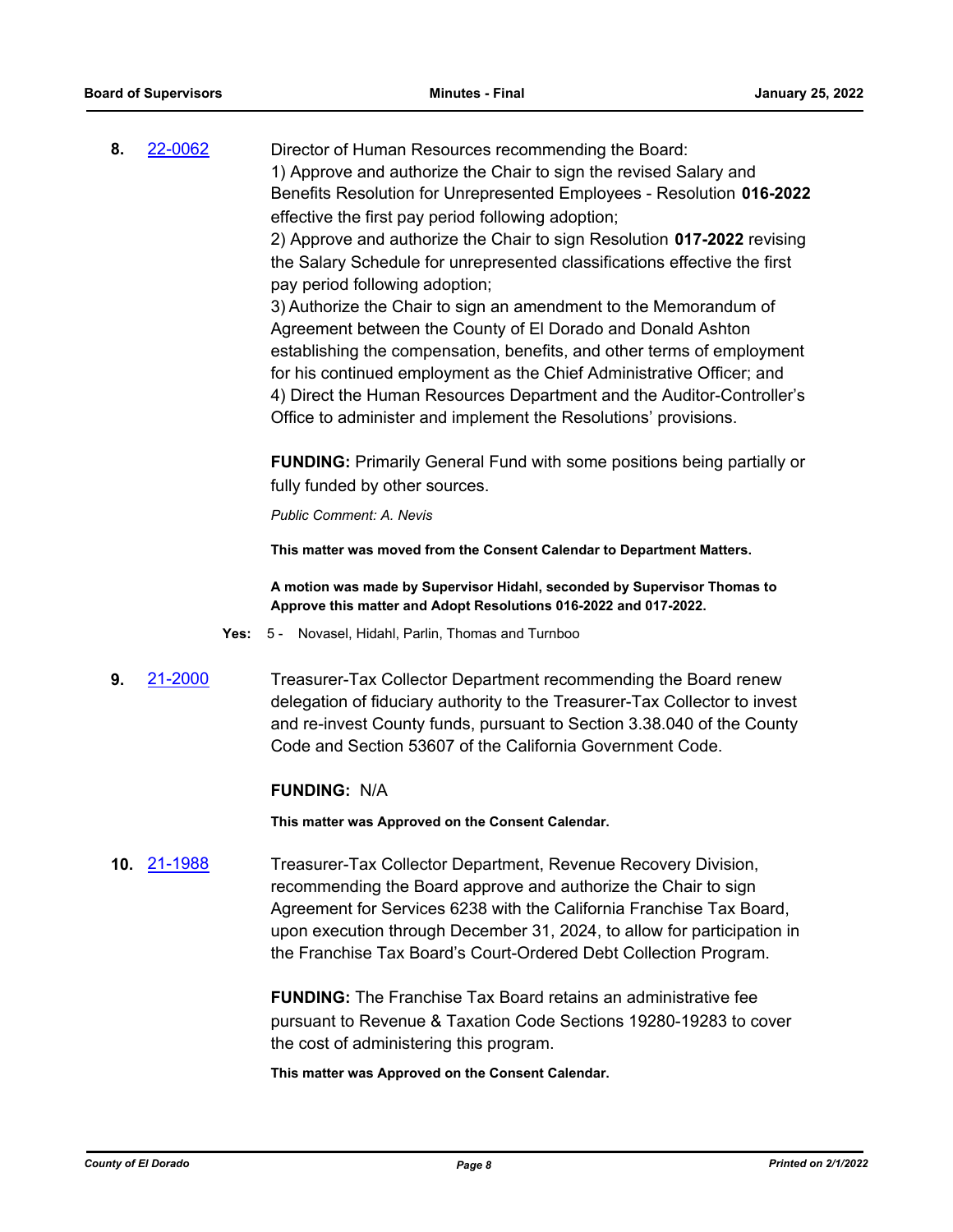**8.** [22-0062]

Director of Human Resources recommending the Board:
1) Approve and authorize the Chair to sign the revised Salary and Benefits Resolution for Unrepresented Employees - Resolution **016-2022** effective the first pay period following adoption;
2) Approve and authorize the Chair to sign Resolution **017-2022** revising the Salary Schedule for unrepresented classifications effective the first pay period following adoption;
3) Authorize the Chair to sign an amendment to the Memorandum of Agreement between the County of El Dorado and Donald Ashton establishing the compensation, benefits, and other terms of employment for his continued employment as the Chief Administrative Officer; and
4) Direct the Human Resources Department and the Auditor-Controller's Office to administer and implement the Resolutions' provisions.

**FUNDING:** Primarily General Fund with some positions being partially or fully funded by other sources.

*Public Comment: A. Nevis*

**This matter was moved from the Consent Calendar to Department Matters.**

**A motion was made by Supervisor Hidahl, seconded by Supervisor Thomas to Approve this matter and Adopt Resolutions 016-2022 and 017-2022.**

**Yes:** 5 - Novasel, Hidahl, Parlin, Thomas and Turnboo

**9.** [21-2000]

Treasurer-Tax Collector Department recommending the Board renew delegation of fiduciary authority to the Treasurer-Tax Collector to invest and re-invest County funds, pursuant to Section 3.38.040 of the County Code and Section 53607 of the California Government Code.

**FUNDING:** N/A

**This matter was Approved on the Consent Calendar.**

**10.** [21-1988]

Treasurer-Tax Collector Department, Revenue Recovery Division, recommending the Board approve and authorize the Chair to sign Agreement for Services 6238 with the California Franchise Tax Board, upon execution through December 31, 2024, to allow for participation in the Franchise Tax Board's Court-Ordered Debt Collection Program.

**FUNDING:** The Franchise Tax Board retains an administrative fee pursuant to Revenue & Taxation Code Sections 19280-19283 to cover the cost of administering this program.

**This matter was Approved on the Consent Calendar.**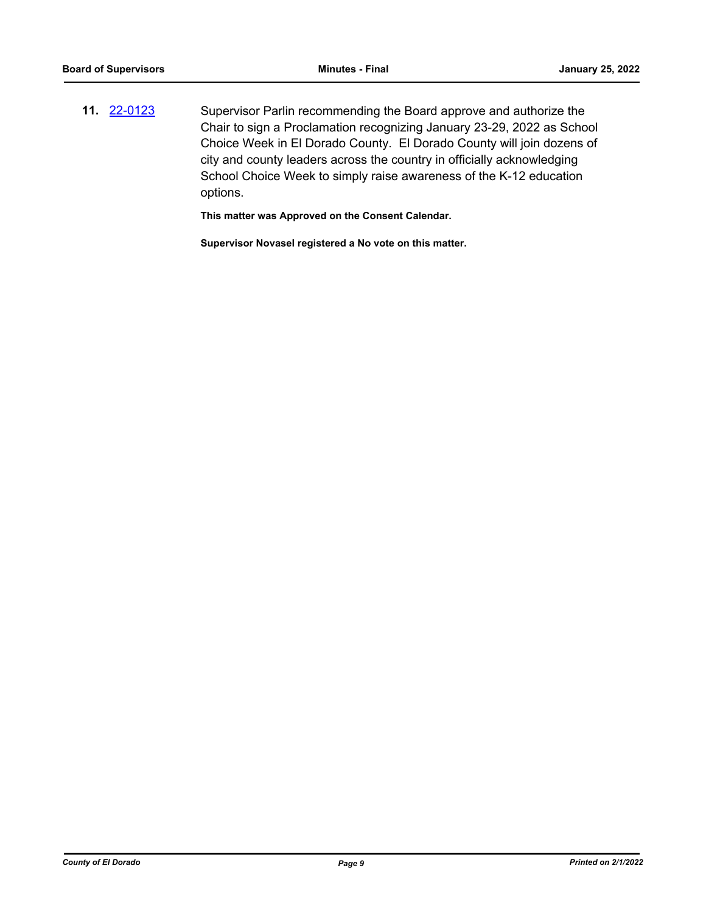**11.** 22-0123 Supervisor Parlin recommending the Board approve and authorize the Chair to sign a Proclamation recognizing January 23-29, 2022 as School Choice Week in El Dorado County. El Dorado County will join dozens of city and county leaders across the country in officially acknowledging School Choice Week to simply raise awareness of the K-12 education options.

**This matter was Approved on the Consent Calendar.**

**Supervisor Novasel registered a No vote on this matter.**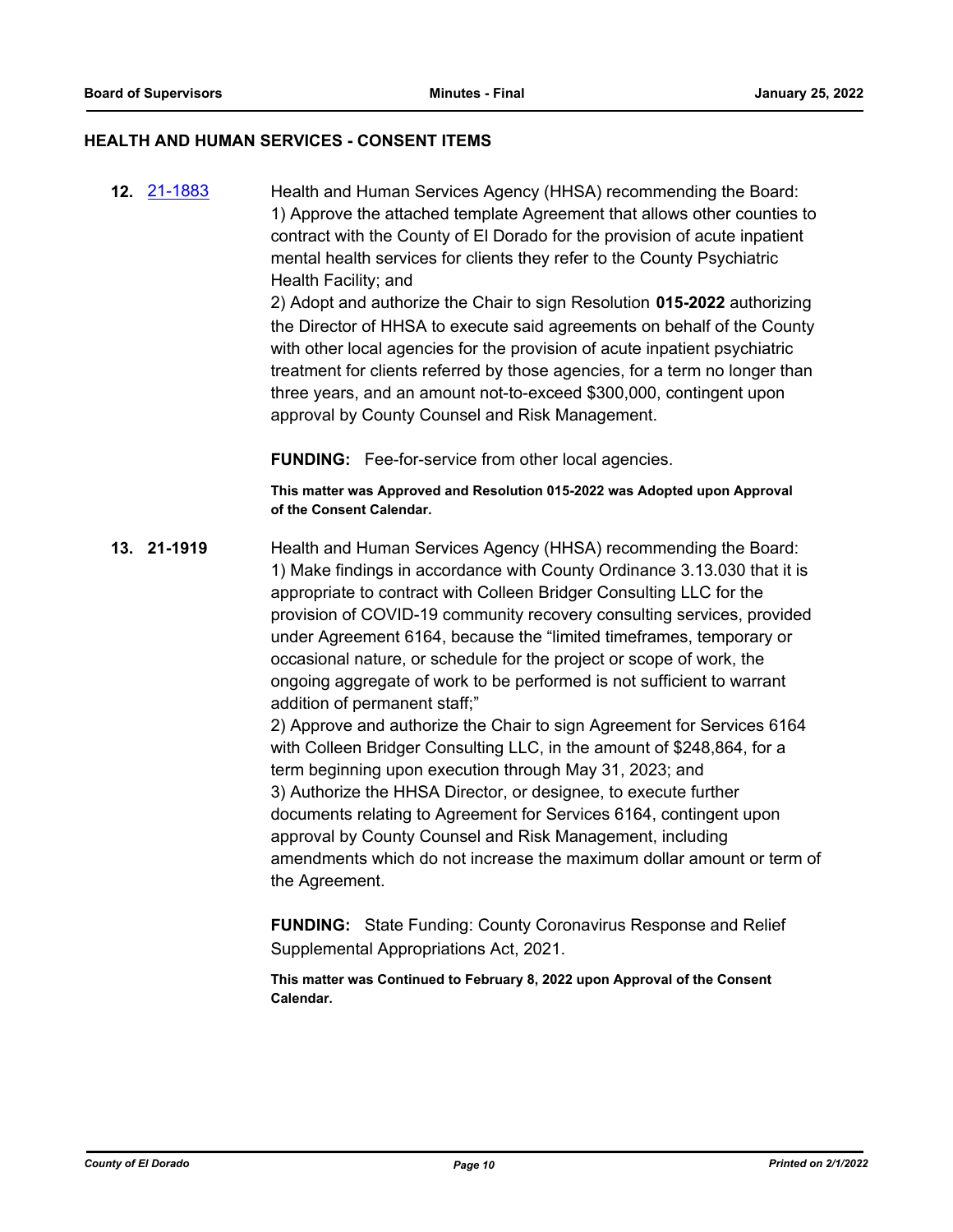## HEALTH AND HUMAN SERVICES - CONSENT ITEMS

**12.** [21-1883]

Health and Human Services Agency (HHSA) recommending the Board:
1) Approve the attached template Agreement that allows other counties to contract with the County of El Dorado for the provision of acute inpatient mental health services for clients they refer to the County Psychiatric Health Facility; and
2) Adopt and authorize the Chair to sign Resolution **015-2022** authorizing the Director of HHSA to execute said agreements on behalf of the County with other local agencies for the provision of acute inpatient psychiatric treatment for clients referred by those agencies, for a term no longer than three years, and an amount not-to-exceed $300,000, contingent upon approval by County Counsel and Risk Management.

**FUNDING:** Fee-for-service from other local agencies.

**This matter was Approved and Resolution 015-2022 was Adopted upon Approval of the Consent Calendar.**

**13. 21-1919**

Health and Human Services Agency (HHSA) recommending the Board:
1) Make findings in accordance with County Ordinance 3.13.030 that it is appropriate to contract with Colleen Bridger Consulting LLC for the provision of COVID-19 community recovery consulting services, provided under Agreement 6164, because the "limited timeframes, temporary or occasional nature, or schedule for the project or scope of work, the ongoing aggregate of work to be performed is not sufficient to warrant addition of permanent staff;"
2) Approve and authorize the Chair to sign Agreement for Services 6164 with Colleen Bridger Consulting LLC, in the amount of $248,864, for a term beginning upon execution through May 31, 2023; and
3) Authorize the HHSA Director, or designee, to execute further documents relating to Agreement for Services 6164, contingent upon approval by County Counsel and Risk Management, including amendments which do not increase the maximum dollar amount or term of the Agreement.

**FUNDING:** State Funding: County Coronavirus Response and Relief Supplemental Appropriations Act, 2021.

**This matter was Continued to February 8, 2022 upon Approval of the Consent Calendar.**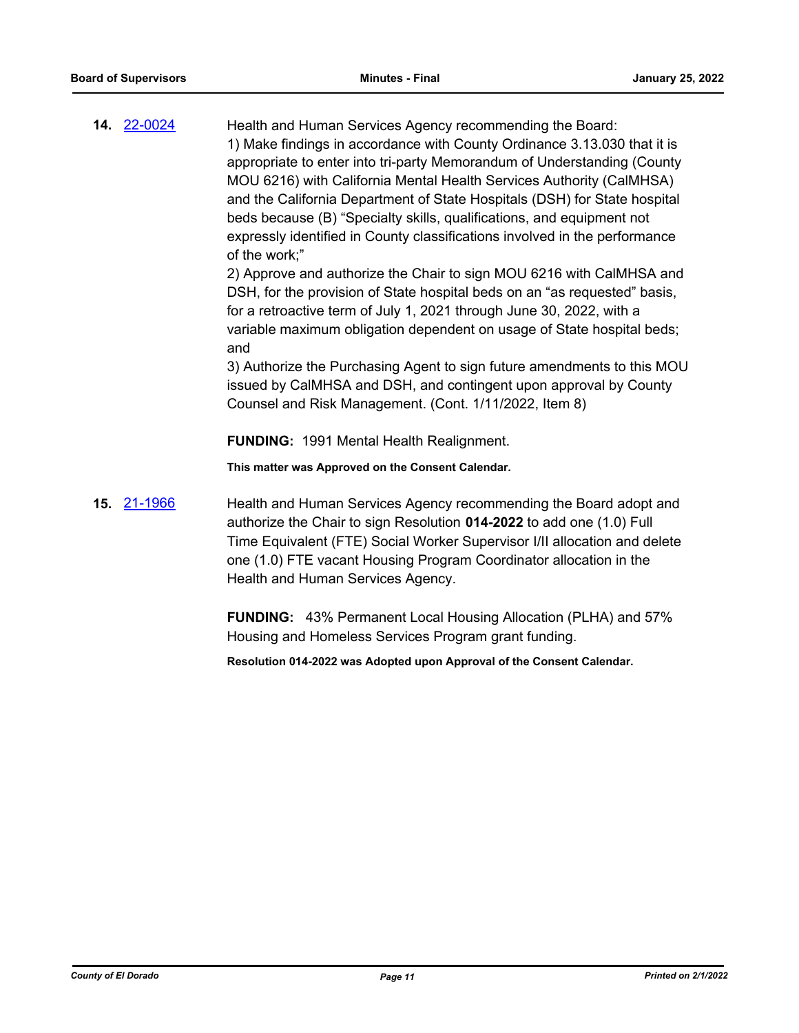**14.** [22-0024]

Health and Human Services Agency recommending the Board:
1) Make findings in accordance with County Ordinance 3.13.030 that it is appropriate to enter into tri-party Memorandum of Understanding (County MOU 6216) with California Mental Health Services Authority (CalMHSA) and the California Department of State Hospitals (DSH) for State hospital beds because (B) "Specialty skills, qualifications, and equipment not expressly identified in County classifications involved in the performance of the work;"
2) Approve and authorize the Chair to sign MOU 6216 with CalMHSA and DSH, for the provision of State hospital beds on an "as requested" basis, for a retroactive term of July 1, 2021 through June 30, 2022, with a variable maximum obligation dependent on usage of State hospital beds; and
3) Authorize the Purchasing Agent to sign future amendments to this MOU issued by CalMHSA and DSH, and contingent upon approval by County Counsel and Risk Management. (Cont. 1/11/2022, Item 8)

**FUNDING:** 1991 Mental Health Realignment.

**This matter was Approved on the Consent Calendar.**

**15.** [21-1966]

Health and Human Services Agency recommending the Board adopt and authorize the Chair to sign Resolution **014-2022** to add one (1.0) Full Time Equivalent (FTE) Social Worker Supervisor I/II allocation and delete one (1.0) FTE vacant Housing Program Coordinator allocation in the Health and Human Services Agency.

**FUNDING:** 43% Permanent Local Housing Allocation (PLHA) and 57% Housing and Homeless Services Program grant funding.

**Resolution 014-2022 was Adopted upon Approval of the Consent Calendar.**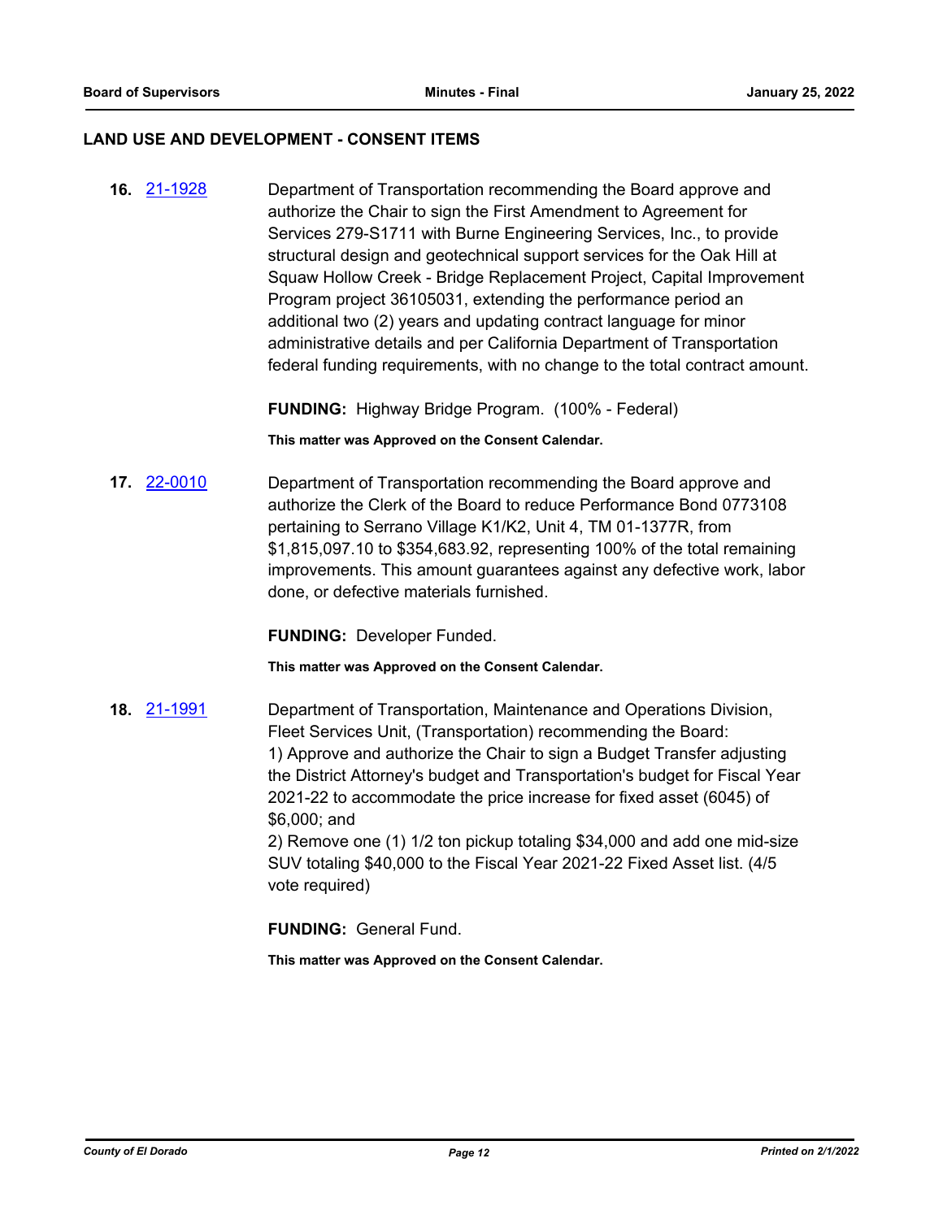## LAND USE AND DEVELOPMENT - CONSENT ITEMS

**16.** [21-1928](21-1928) Department of Transportation recommending the Board approve and authorize the Chair to sign the First Amendment to Agreement for Services 279-S1711 with Burne Engineering Services, Inc., to provide structural design and geotechnical support services for the Oak Hill at Squaw Hollow Creek - Bridge Replacement Project, Capital Improvement Program project 36105031, extending the performance period an additional two (2) years and updating contract language for minor administrative details and per California Department of Transportation federal funding requirements, with no change to the total contract amount.

**FUNDING:** Highway Bridge Program. (100% - Federal)

**This matter was Approved on the Consent Calendar.**

**17.** [22-0010](22-0010) Department of Transportation recommending the Board approve and authorize the Clerk of the Board to reduce Performance Bond 0773108 pertaining to Serrano Village K1/K2, Unit 4, TM 01-1377R, from $1,815,097.10 to $354,683.92, representing 100% of the total remaining improvements. This amount guarantees against any defective work, labor done, or defective materials furnished.

**FUNDING:** Developer Funded.

**This matter was Approved on the Consent Calendar.**

**18.** [21-1991](21-1991) Department of Transportation, Maintenance and Operations Division, Fleet Services Unit, (Transportation) recommending the Board:
1) Approve and authorize the Chair to sign a Budget Transfer adjusting the District Attorney's budget and Transportation's budget for Fiscal Year 2021-22 to accommodate the price increase for fixed asset (6045) of $6,000; and
2) Remove one (1) 1/2 ton pickup totaling $34,000 and add one mid-size SUV totaling $40,000 to the Fiscal Year 2021-22 Fixed Asset list. (4/5 vote required)

**FUNDING:** General Fund.

**This matter was Approved on the Consent Calendar.**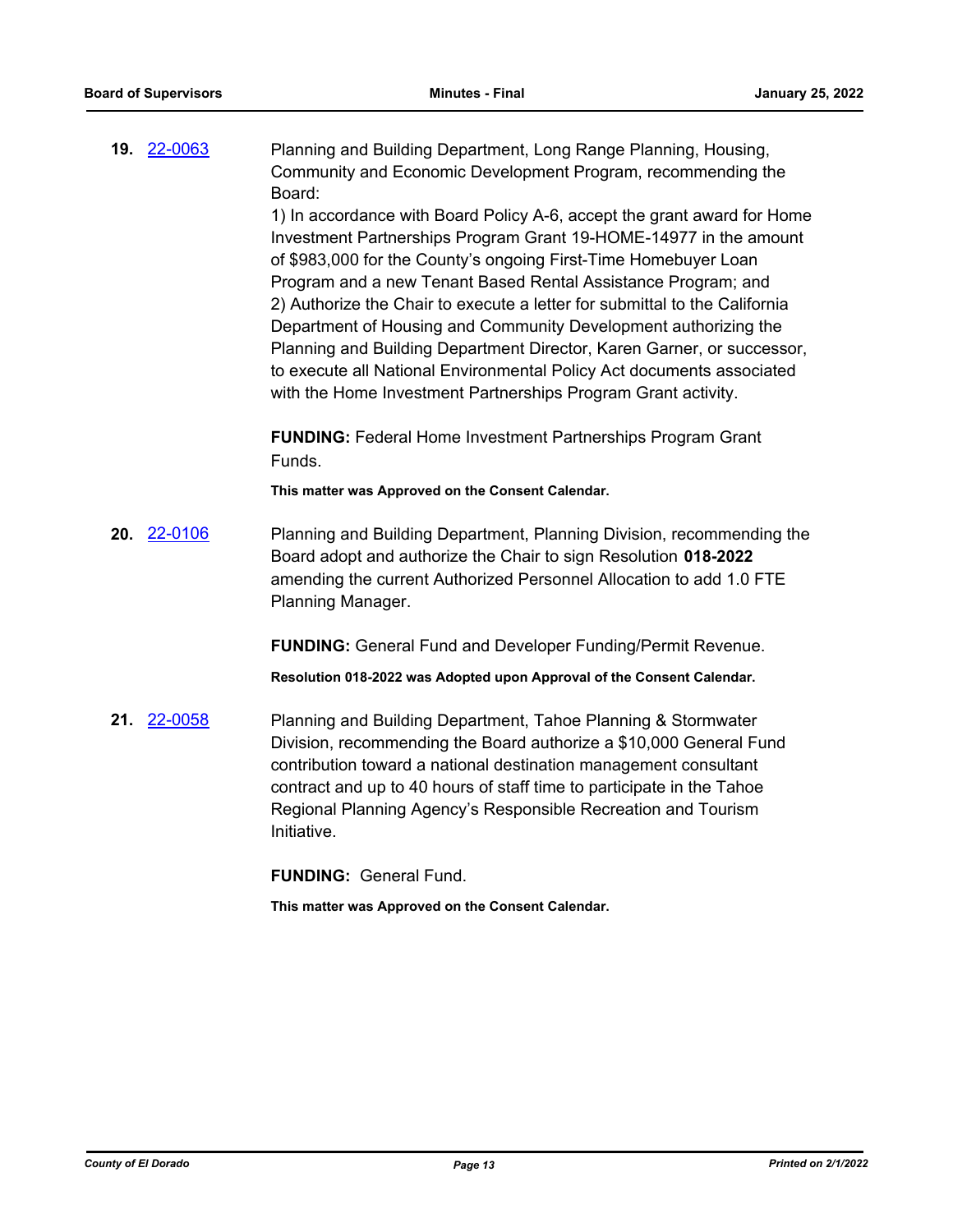**19.** [22-0063](22-0063)

Planning and Building Department, Long Range Planning, Housing, Community and Economic Development Program, recommending the Board:

1) In accordance with Board Policy A-6, accept the grant award for Home Investment Partnerships Program Grant 19-HOME-14977 in the amount of $983,000 for the County's ongoing First-Time Homebuyer Loan Program and a new Tenant Based Rental Assistance Program; and

2) Authorize the Chair to execute a letter for submittal to the California Department of Housing and Community Development authorizing the Planning and Building Department Director, Karen Garner, or successor, to execute all National Environmental Policy Act documents associated with the Home Investment Partnerships Program Grant activity.

**FUNDING:** Federal Home Investment Partnerships Program Grant Funds.

**This matter was Approved on the Consent Calendar.**

**20.** [22-0106](22-0106)

Planning and Building Department, Planning Division, recommending the Board adopt and authorize the Chair to sign Resolution **018-2022** amending the current Authorized Personnel Allocation to add 1.0 FTE Planning Manager.

**FUNDING:** General Fund and Developer Funding/Permit Revenue.

**Resolution 018-2022 was Adopted upon Approval of the Consent Calendar.**

**21.** [22-0058](22-0058)

Planning and Building Department, Tahoe Planning & Stormwater Division, recommending the Board authorize a $10,000 General Fund contribution toward a national destination management consultant contract and up to 40 hours of staff time to participate in the Tahoe Regional Planning Agency's Responsible Recreation and Tourism Initiative.

**FUNDING:** General Fund.

**This matter was Approved on the Consent Calendar.**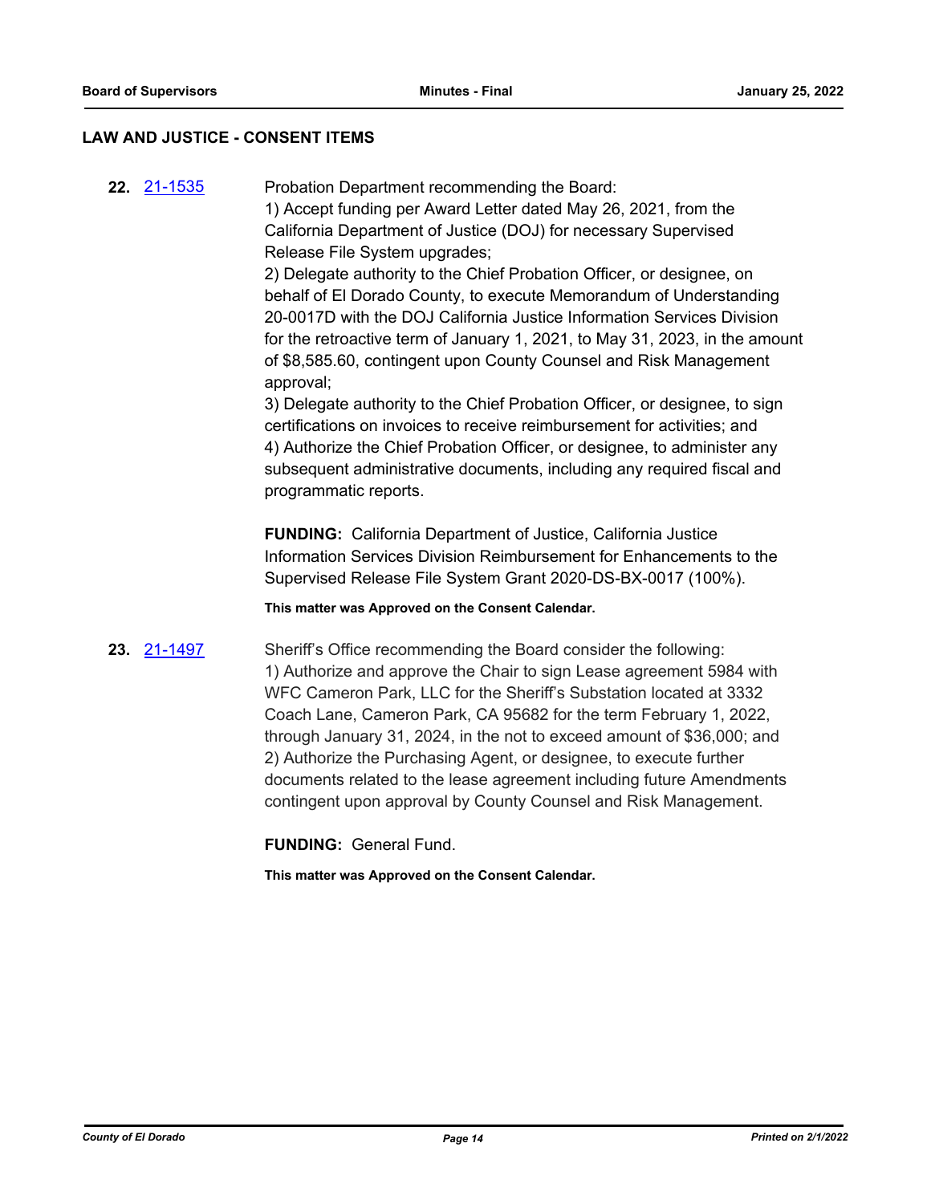## LAW AND JUSTICE - CONSENT ITEMS

**22.** 21-1535

Probation Department recommending the Board:
1) Accept funding per Award Letter dated May 26, 2021, from the California Department of Justice (DOJ) for necessary Supervised Release File System upgrades;
2) Delegate authority to the Chief Probation Officer, or designee, on behalf of El Dorado County, to execute Memorandum of Understanding 20-0017D with the DOJ California Justice Information Services Division for the retroactive term of January 1, 2021, to May 31, 2023, in the amount of $8,585.60, contingent upon County Counsel and Risk Management approval;
3) Delegate authority to the Chief Probation Officer, or designee, to sign certifications on invoices to receive reimbursement for activities; and
4) Authorize the Chief Probation Officer, or designee, to administer any subsequent administrative documents, including any required fiscal and programmatic reports.

**FUNDING:** California Department of Justice, California Justice Information Services Division Reimbursement for Enhancements to the Supervised Release File System Grant 2020-DS-BX-0017 (100%).

**This matter was Approved on the Consent Calendar.**

**23.** 21-1497

Sheriff's Office recommending the Board consider the following:
1) Authorize and approve the Chair to sign Lease agreement 5984 with WFC Cameron Park, LLC for the Sheriff's Substation located at 3332 Coach Lane, Cameron Park, CA 95682 for the term February 1, 2022, through January 31, 2024, in the not to exceed amount of $36,000; and
2) Authorize the Purchasing Agent, or designee, to execute further documents related to the lease agreement including future Amendments contingent upon approval by County Counsel and Risk Management.

**FUNDING:** General Fund.

**This matter was Approved on the Consent Calendar.**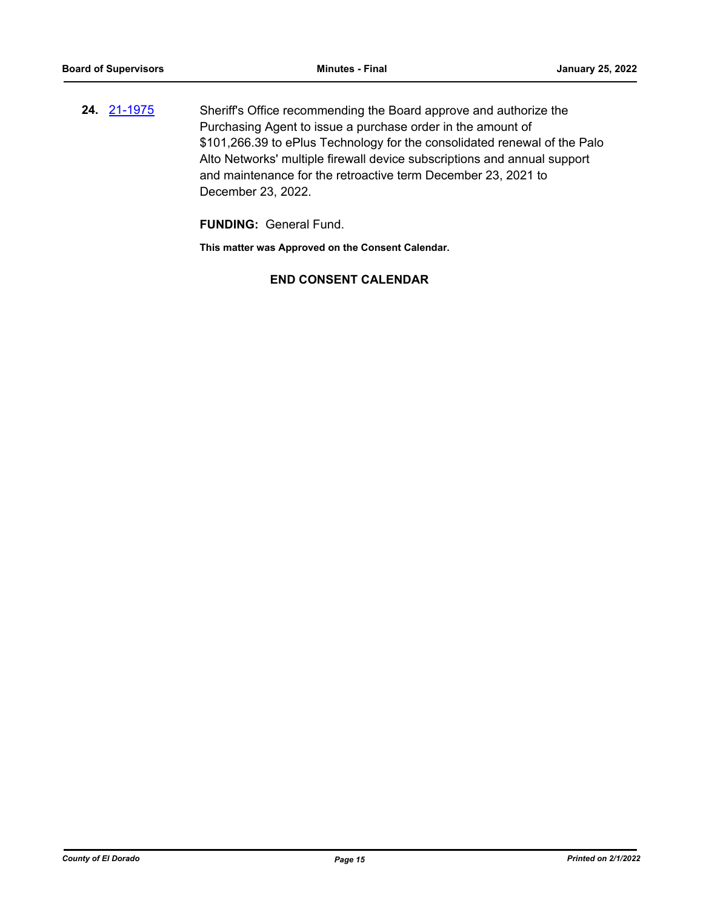**24.** [21-1975](21-1975) Sheriff's Office recommending the Board approve and authorize the Purchasing Agent to issue a purchase order in the amount of $101,266.39 to ePlus Technology for the consolidated renewal of the Palo Alto Networks' multiple firewall device subscriptions and annual support and maintenance for the retroactive term December 23, 2021 to December 23, 2022.

**FUNDING:** General Fund.

**This matter was Approved on the Consent Calendar.**

**END CONSENT CALENDAR**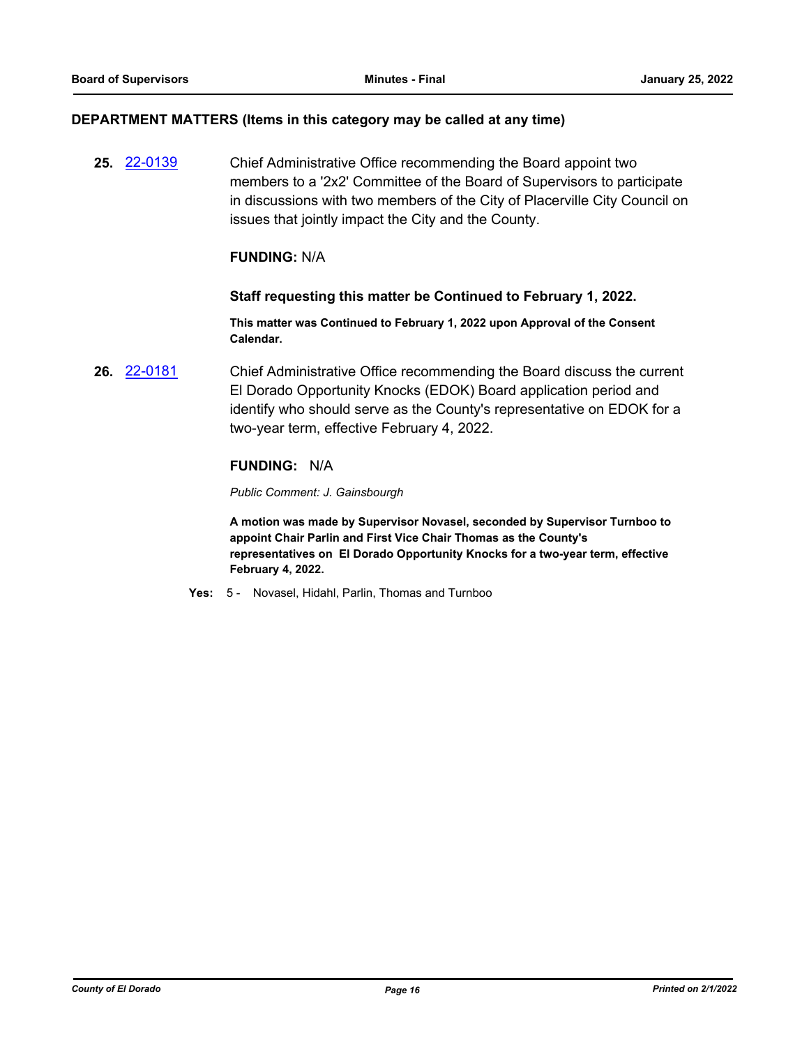## DEPARTMENT MATTERS (Items in this category may be called at any time)

**25.** 22-0139 Chief Administrative Office recommending the Board appoint two members to a '2x2' Committee of the Board of Supervisors to participate in discussions with two members of the City of Placerville City Council on issues that jointly impact the City and the County.

**FUNDING:** N/A

**Staff requesting this matter be Continued to February 1, 2022.**

**This matter was Continued to February 1, 2022 upon Approval of the Consent Calendar.**

**26.** 22-0181 Chief Administrative Office recommending the Board discuss the current El Dorado Opportunity Knocks (EDOK) Board application period and identify who should serve as the County's representative on EDOK for a two-year term, effective February 4, 2022.

**FUNDING:** N/A

*Public Comment: J. Gainsbourgh*

**A motion was made by Supervisor Novasel, seconded by Supervisor Turnboo to appoint Chair Parlin and First Vice Chair Thomas as the County's representatives on El Dorado Opportunity Knocks for a two-year term, effective February 4, 2022.**

**Yes:** 5 - Novasel, Hidahl, Parlin, Thomas and Turnboo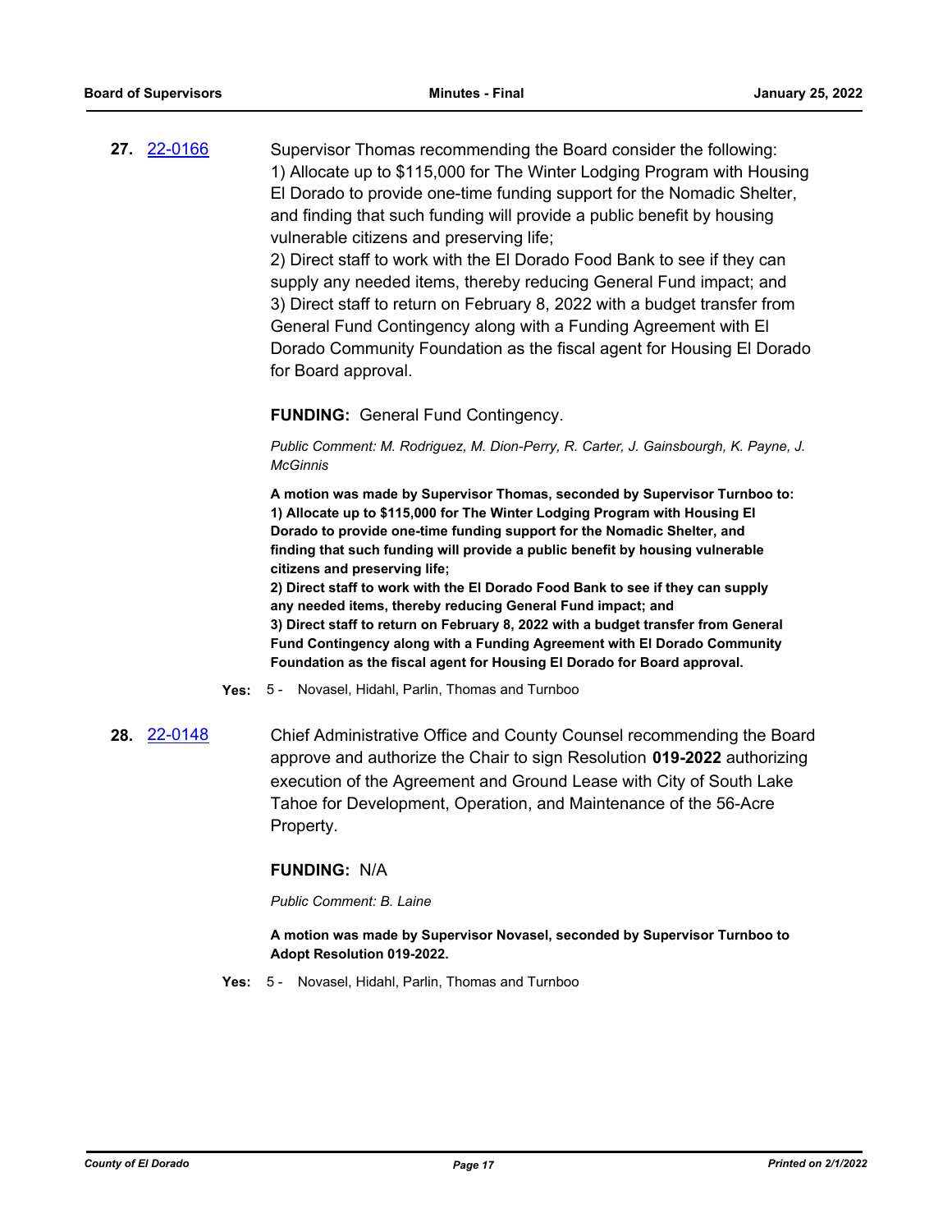**27.** [22-0166](22-0166)

Supervisor Thomas recommending the Board consider the following:
1) Allocate up to $115,000 for The Winter Lodging Program with Housing El Dorado to provide one-time funding support for the Nomadic Shelter, and finding that such funding will provide a public benefit by housing vulnerable citizens and preserving life;
2) Direct staff to work with the El Dorado Food Bank to see if they can supply any needed items, thereby reducing General Fund impact; and
3) Direct staff to return on February 8, 2022 with a budget transfer from General Fund Contingency along with a Funding Agreement with El Dorado Community Foundation as the fiscal agent for Housing El Dorado for Board approval.

**FUNDING:** General Fund Contingency.

*Public Comment: M. Rodriguez, M. Dion-Perry, R. Carter, J. Gainsbourgh, K. Payne, J. McGinnis*

**A motion was made by Supervisor Thomas, seconded by Supervisor Turnboo to:**
**1) Allocate up to $115,000 for The Winter Lodging Program with Housing El Dorado to provide one-time funding support for the Nomadic Shelter, and finding that such funding will provide a public benefit by housing vulnerable citizens and preserving life;**
**2) Direct staff to work with the El Dorado Food Bank to see if they can supply any needed items, thereby reducing General Fund impact; and**
**3) Direct staff to return on February 8, 2022 with a budget transfer from General Fund Contingency along with a Funding Agreement with El Dorado Community Foundation as the fiscal agent for Housing El Dorado for Board approval.**

**Yes:** 5 - Novasel, Hidahl, Parlin, Thomas and Turnboo

**28.** [22-0148](22-0148)

Chief Administrative Office and County Counsel recommending the Board approve and authorize the Chair to sign Resolution **019-2022** authorizing execution of the Agreement and Ground Lease with City of South Lake Tahoe for Development, Operation, and Maintenance of the 56-Acre Property.

**FUNDING:** N/A

*Public Comment: B. Laine*

**A motion was made by Supervisor Novasel, seconded by Supervisor Turnboo to Adopt Resolution 019-2022.**

**Yes:** 5 - Novasel, Hidahl, Parlin, Thomas and Turnboo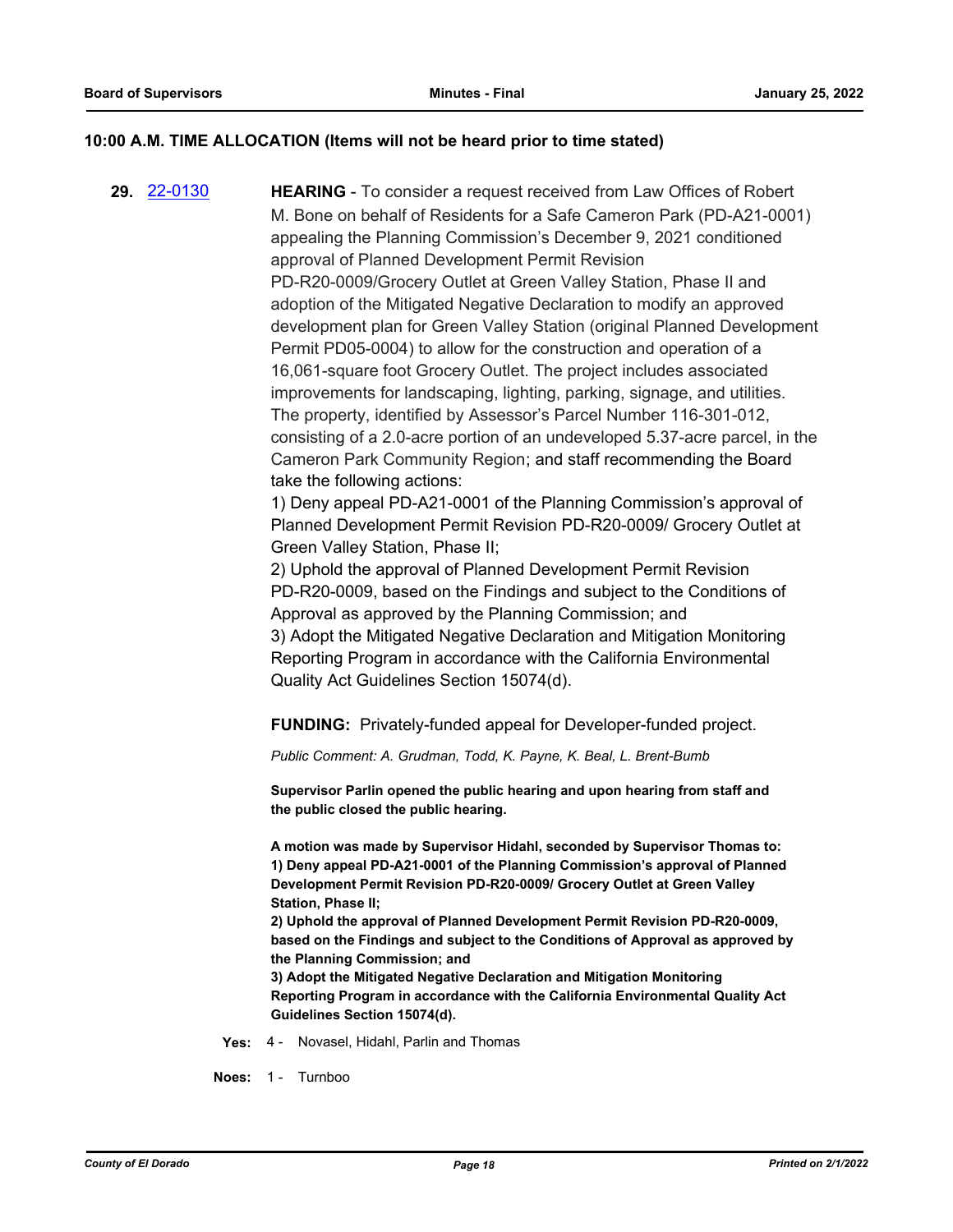## 10:00 A.M. TIME ALLOCATION (Items will not be heard prior to time stated)

**29.** 22-0130 **HEARING** - To consider a request received from Law Offices of Robert M. Bone on behalf of Residents for a Safe Cameron Park (PD-A21-0001) appealing the Planning Commission's December 9, 2021 conditioned approval of Planned Development Permit Revision PD-R20-0009/Grocery Outlet at Green Valley Station, Phase II and adoption of the Mitigated Negative Declaration to modify an approved development plan for Green Valley Station (original Planned Development Permit PD05-0004) to allow for the construction and operation of a 16,061-square foot Grocery Outlet. The project includes associated improvements for landscaping, lighting, parking, signage, and utilities. The property, identified by Assessor's Parcel Number 116-301-012, consisting of a 2.0-acre portion of an undeveloped 5.37-acre parcel, in the Cameron Park Community Region; and staff recommending the Board take the following actions:

1) Deny appeal PD-A21-0001 of the Planning Commission's approval of Planned Development Permit Revision PD-R20-0009/ Grocery Outlet at Green Valley Station, Phase II;

2) Uphold the approval of Planned Development Permit Revision PD-R20-0009, based on the Findings and subject to the Conditions of Approval as approved by the Planning Commission; and

3) Adopt the Mitigated Negative Declaration and Mitigation Monitoring Reporting Program in accordance with the California Environmental Quality Act Guidelines Section 15074(d).

**FUNDING:** Privately-funded appeal for Developer-funded project.

*Public Comment: A. Grudman, Todd, K. Payne, K. Beal, L. Brent-Bumb*

**Supervisor Parlin opened the public hearing and upon hearing from staff and the public closed the public hearing.**

**A motion was made by Supervisor Hidahl, seconded by Supervisor Thomas to:**
**1) Deny appeal PD-A21-0001 of the Planning Commission's approval of Planned Development Permit Revision PD-R20-0009/ Grocery Outlet at Green Valley Station, Phase II;**
**2) Uphold the approval of Planned Development Permit Revision PD-R20-0009, based on the Findings and subject to the Conditions of Approval as approved by the Planning Commission; and**
**3) Adopt the Mitigated Negative Declaration and Mitigation Monitoring Reporting Program in accordance with the California Environmental Quality Act Guidelines Section 15074(d).**

**Yes:** 4 - Novasel, Hidahl, Parlin and Thomas

**Noes:** 1 - Turnboo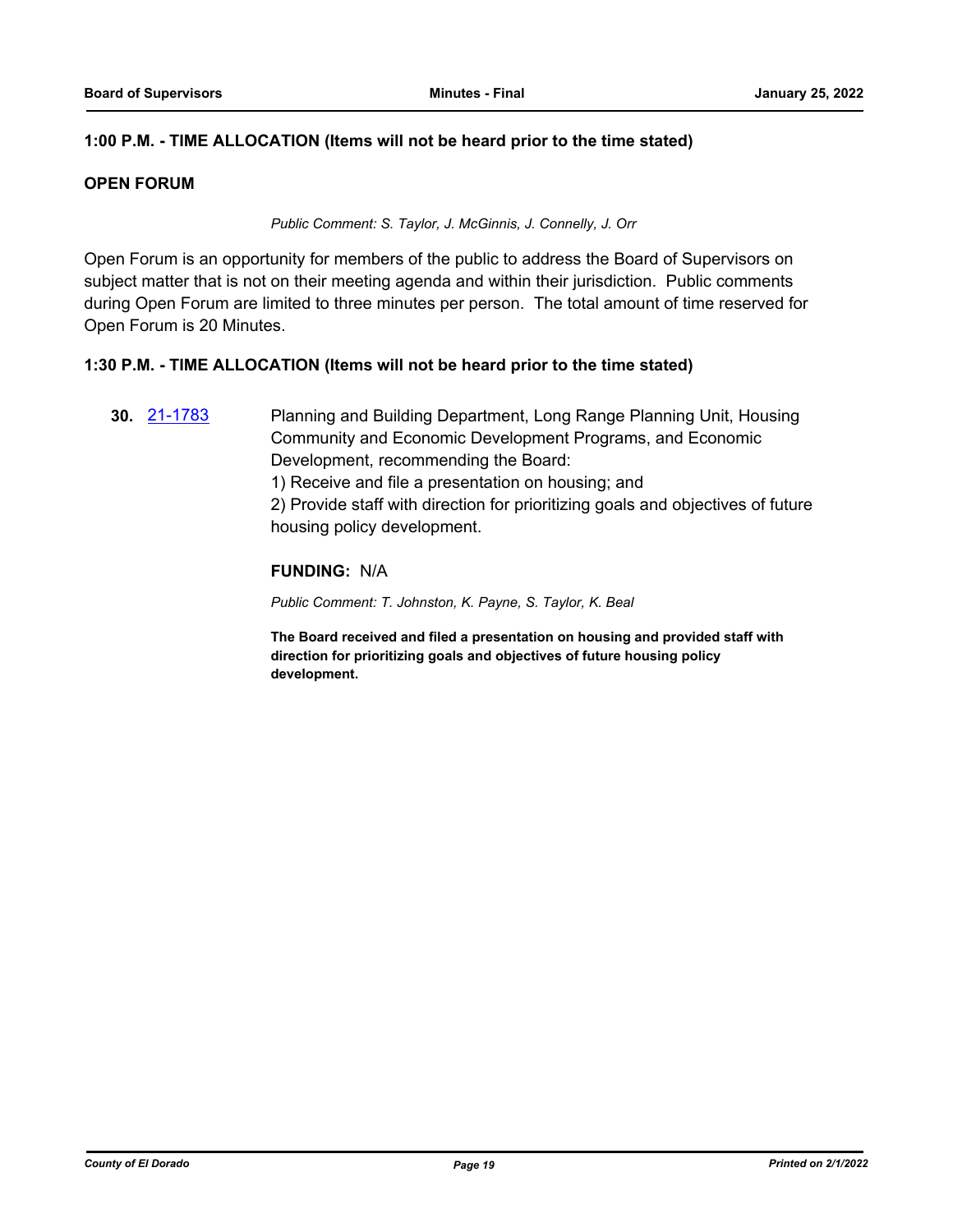**1:00 P.M. - TIME ALLOCATION (Items will not be heard prior to the time stated)**

**OPEN FORUM**

*Public Comment: S. Taylor, J. McGinnis, J. Connelly, J. Orr*

Open Forum is an opportunity for members of the public to address the Board of Supervisors on subject matter that is not on their meeting agenda and within their jurisdiction. Public comments during Open Forum are limited to three minutes per person. The total amount of time reserved for Open Forum is 20 Minutes.

**1:30 P.M. - TIME ALLOCATION (Items will not be heard prior to the time stated)**

**30.** 21-1783 Planning and Building Department, Long Range Planning Unit, Housing Community and Economic Development Programs, and Economic Development, recommending the Board:
1) Receive and file a presentation on housing; and
2) Provide staff with direction for prioritizing goals and objectives of future housing policy development.

**FUNDING:** N/A

*Public Comment: T. Johnston, K. Payne, S. Taylor, K. Beal*

**The Board received and filed a presentation on housing and provided staff with direction for prioritizing goals and objectives of future housing policy development.**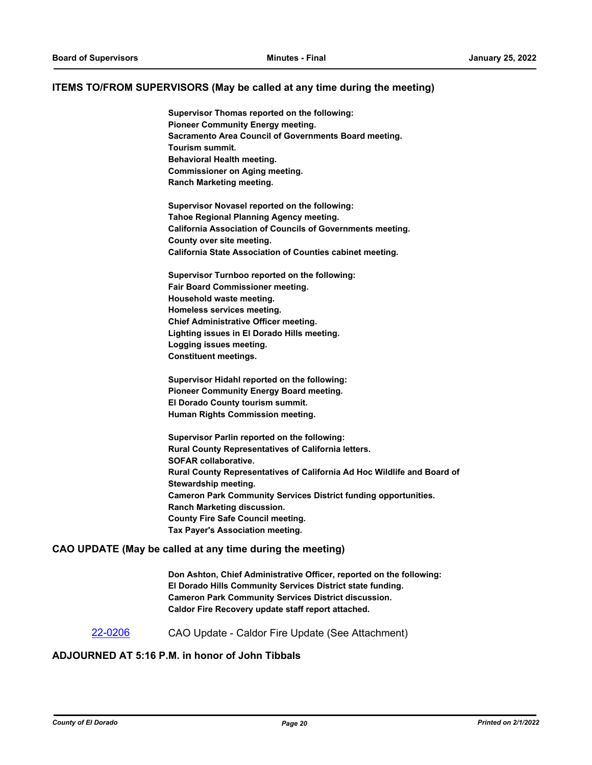## ITEMS TO/FROM SUPERVISORS (May be called at any time during the meeting)

**Supervisor Thomas reported on the following:**
**Pioneer Community Energy meeting.**
**Sacramento Area Council of Governments Board meeting.**
**Tourism summit.**
**Behavioral Health meeting.**
**Commissioner on Aging meeting.**
**Ranch Marketing meeting.**

**Supervisor Novasel reported on the following:**
**Tahoe Regional Planning Agency meeting.**
**California Association of Councils of Governments meeting.**
**County over site meeting.**
**California State Association of Counties cabinet meeting.**

**Supervisor Turnboo reported on the following:**
**Fair Board Commissioner meeting.**
**Household waste meeting.**
**Homeless services meeting.**
**Chief Administrative Officer meeting.**
**Lighting issues in El Dorado Hills meeting.**
**Logging issues meeting.**
**Constituent meetings.**

**Supervisor Hidahl reported on the following:**
**Pioneer Community Energy Board meeting.**
**El Dorado County tourism summit.**
**Human Rights Commission meeting.**

**Supervisor Parlin reported on the following:**
**Rural County Representatives of California letters.**
**SOFAR collaborative.**
**Rural County Representatives of California Ad Hoc Wildlife and Board of Stewardship meeting.**
**Cameron Park Community Services District funding opportunities.**
**Ranch Marketing discussion.**
**County Fire Safe Council meeting.**
**Tax Payer's Association meeting.**

## CAO UPDATE (May be called at any time during the meeting)

**Don Ashton, Chief Administrative Officer, reported on the following:**
**El Dorado Hills Community Services District state funding.**
**Cameron Park Community Services District discussion.**
**Caldor Fire Recovery update staff report attached.**

22-0206 CAO Update - Caldor Fire Update (See Attachment)

## ADJOURNED AT 5:16 P.M. in honor of John Tibbals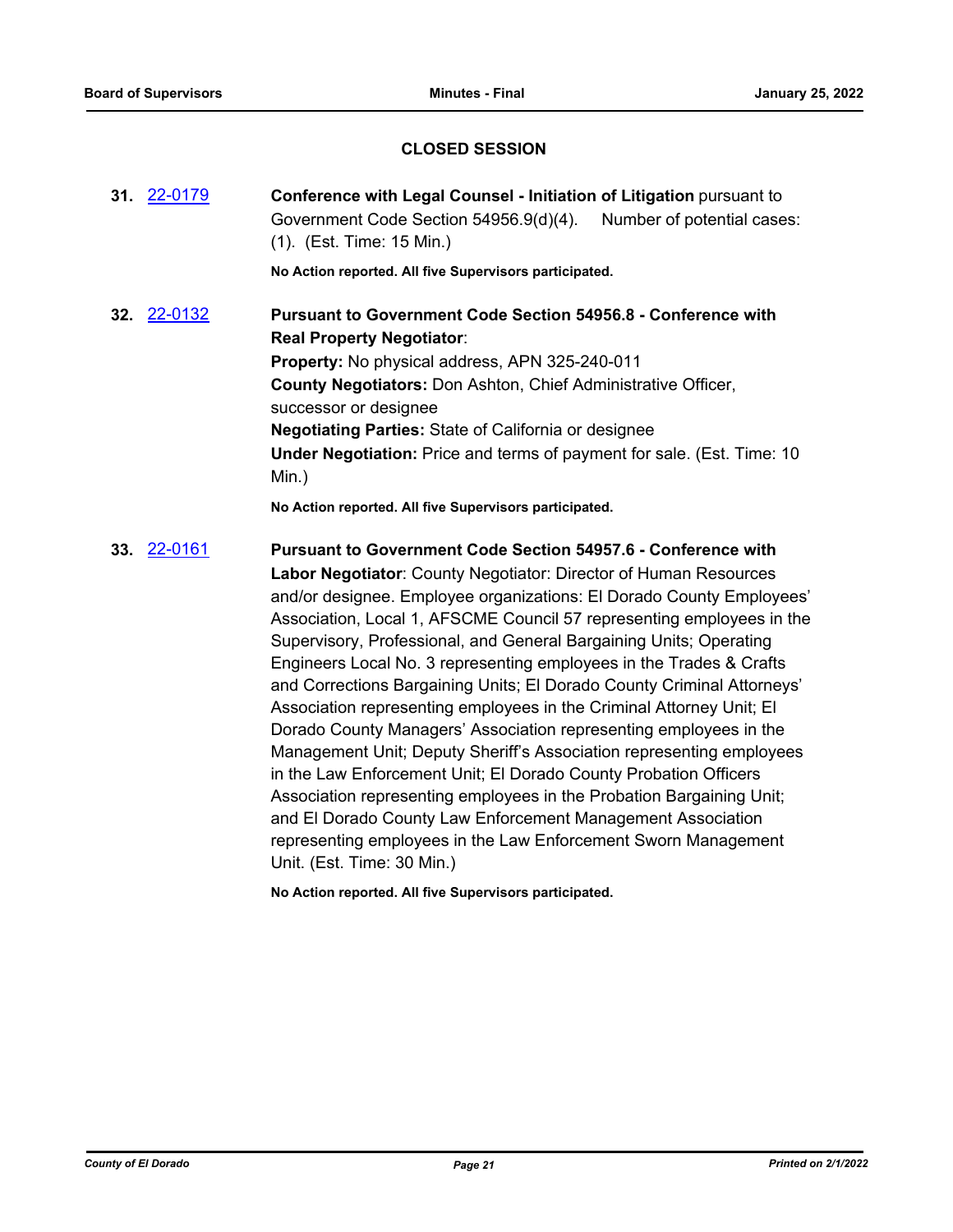## CLOSED SESSION

**31.** 22-0179 **Conference with Legal Counsel - Initiation of Litigation** pursuant to Government Code Section 54956.9(d)(4). Number of potential cases: (1). (Est. Time: 15 Min.)

**No Action reported. All five Supervisors participated.**

**32.** 22-0132 **Pursuant to Government Code Section 54956.8 - Conference with Real Property Negotiator**:
**Property:** No physical address, APN 325-240-011
**County Negotiators:** Don Ashton, Chief Administrative Officer, successor or designee
**Negotiating Parties:** State of California or designee
**Under Negotiation:** Price and terms of payment for sale. (Est. Time: 10 Min.)

**No Action reported. All five Supervisors participated.**

**33.** 22-0161 **Pursuant to Government Code Section 54957.6 - Conference with Labor Negotiator**: County Negotiator: Director of Human Resources and/or designee. Employee organizations: El Dorado County Employees' Association, Local 1, AFSCME Council 57 representing employees in the Supervisory, Professional, and General Bargaining Units; Operating Engineers Local No. 3 representing employees in the Trades & Crafts and Corrections Bargaining Units; El Dorado County Criminal Attorneys' Association representing employees in the Criminal Attorney Unit; El Dorado County Managers' Association representing employees in the Management Unit; Deputy Sheriff's Association representing employees in the Law Enforcement Unit; El Dorado County Probation Officers Association representing employees in the Probation Bargaining Unit; and El Dorado County Law Enforcement Management Association representing employees in the Law Enforcement Sworn Management Unit. (Est. Time: 30 Min.)

**No Action reported. All five Supervisors participated.**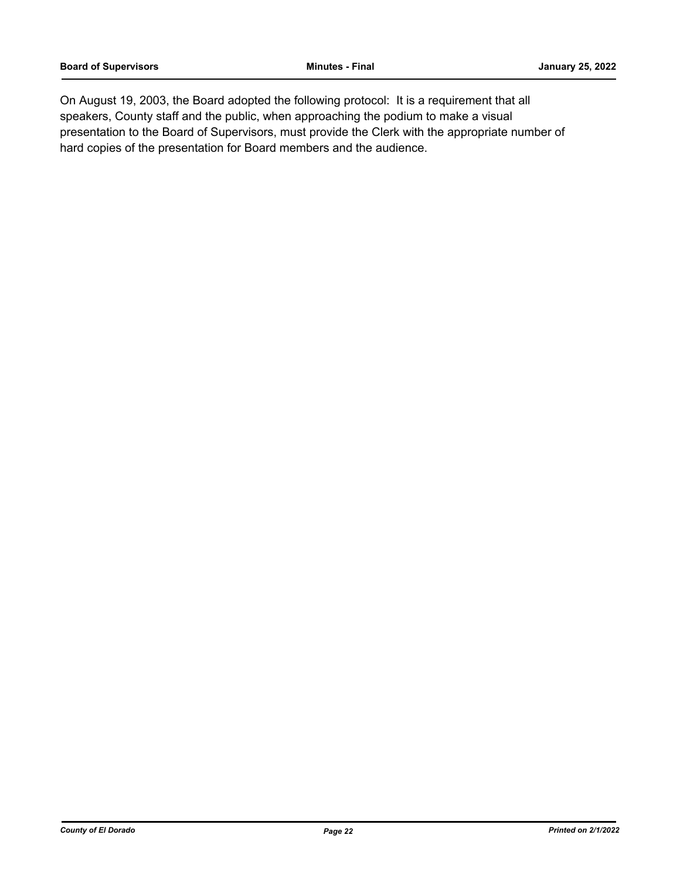On August 19, 2003, the Board adopted the following protocol: It is a requirement that all speakers, County staff and the public, when approaching the podium to make a visual presentation to the Board of Supervisors, must provide the Clerk with the appropriate number of hard copies of the presentation for Board members and the audience.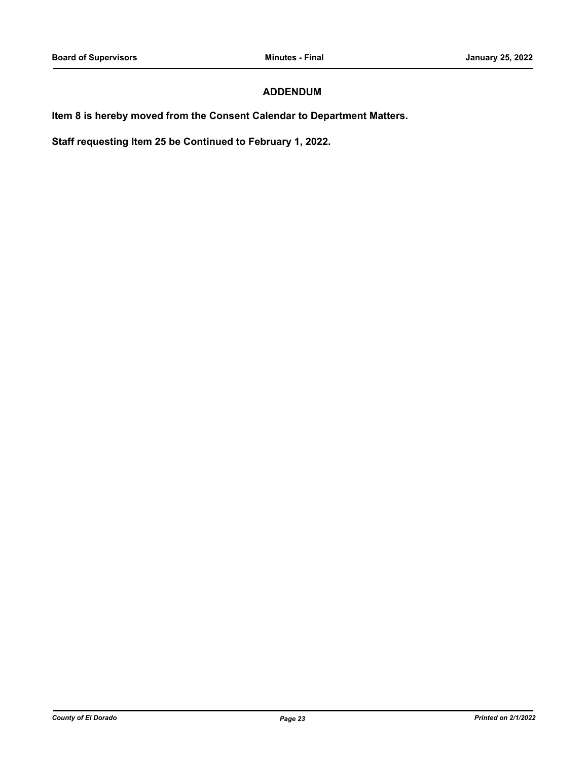## ADDENDUM

**Item 8 is hereby moved from the Consent Calendar to Department Matters.**

**Staff requesting Item 25 be Continued to February 1, 2022.**